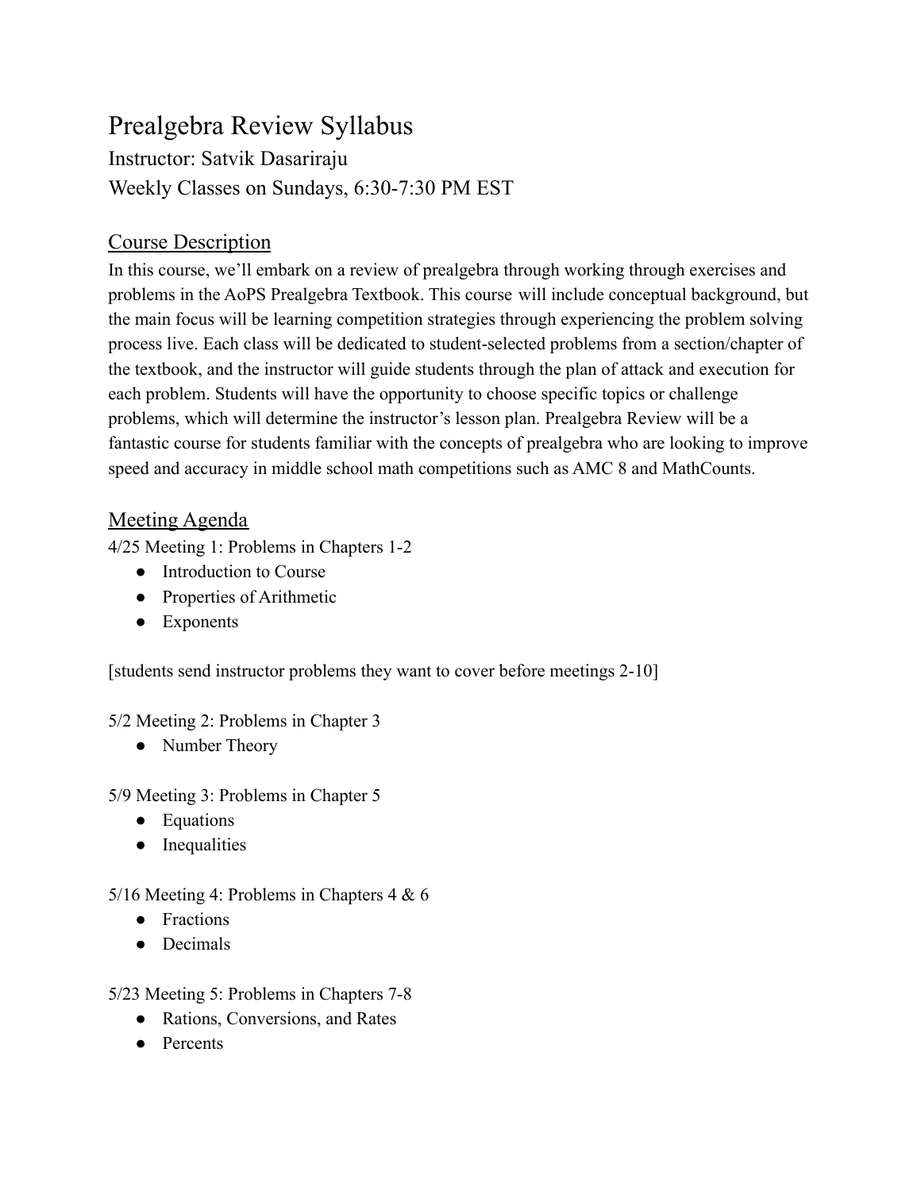# Prealgebra Review Syllabus

Instructor: Satvik Dasariraju

Weekly Classes on Sundays, 6:30-7:30 PM EST

## Course Description

In this course, we'll embark on a review of prealgebra through working through exercises and problems in the AoPS Prealgebra Textbook. This course will include conceptual background, but the main focus will be learning competition strategies through experiencing the problem solving process live. Each class will be dedicated to student-selected problems from a section/chapter of the textbook, and the instructor will guide students through the plan of attack and execution for each problem. Students will have the opportunity to choose specific topics or challenge problems, which will determine the instructor's lesson plan. Prealgebra Review will be a fantastic course for students familiar with the concepts of prealgebra who are looking to improve speed and accuracy in middle school math competitions such as AMC 8 and MathCounts.

## Meeting Agenda

4/25 Meeting 1: Problems in Chapters 1-2

- Introduction to Course
- Properties of Arithmetic
- Exponents

[students send instructor problems they want to cover before meetings 2-10]

5/2 Meeting 2: Problems in Chapter 3

- Number Theory

5/9 Meeting 3: Problems in Chapter 5

- Equations
- Inequalities

5/16 Meeting 4: Problems in Chapters 4 & 6

- Fractions
- Decimals

5/23 Meeting 5: Problems in Chapters 7-8

- Rations, Conversions, and Rates
- Percents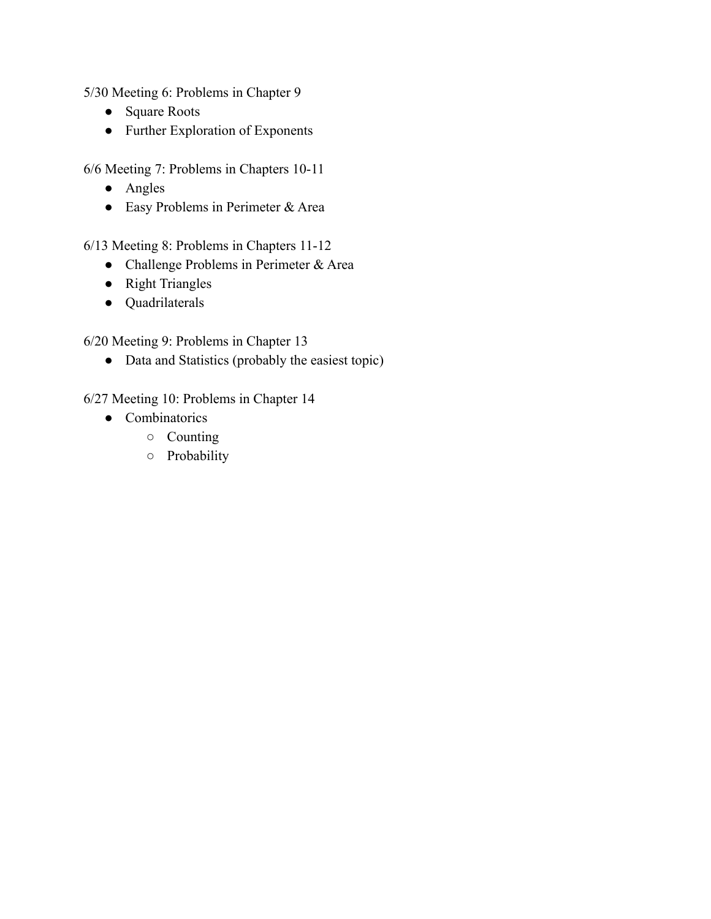5/30 Meeting 6: Problems in Chapter 9

- Square Roots
- Further Exploration of Exponents

6/6 Meeting 7: Problems in Chapters 10-11

- Angles
- Easy Problems in Perimeter & Area

6/13 Meeting 8: Problems in Chapters 11-12

- Challenge Problems in Perimeter & Area
- Right Triangles
- Quadrilaterals

6/20 Meeting 9: Problems in Chapter 13

- Data and Statistics (probably the easiest topic)

6/27 Meeting 10: Problems in Chapter 14

- Combinatorics
    - Counting
    - Probability